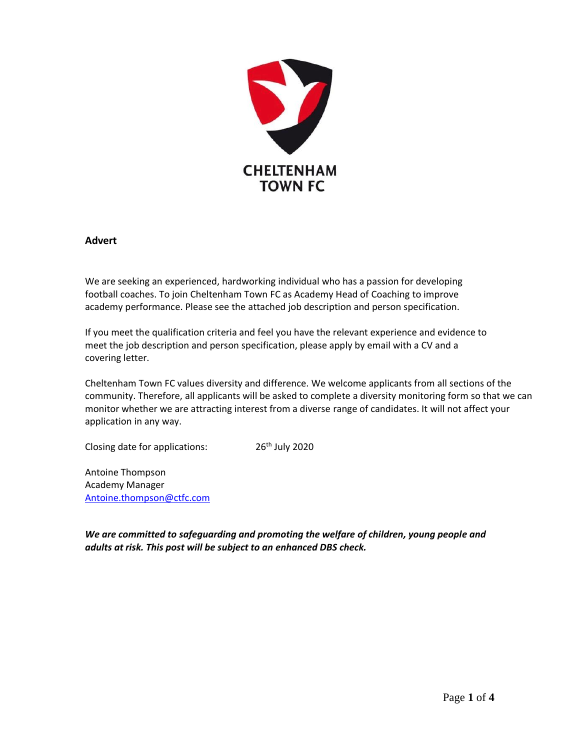CHELTENHAM TOWN FC

## Advert

We are seeking an experienced, hardworking individual who has a passion for developing football coaches. To join Cheltenham Town FC as Academy Head of Coaching to improve academy performance. Please see the attached job description and person specification.

If you meet the qualification criteria and feel you have the relevant experience and evidence to meet the job description and person specification, please apply by email with a CV and a covering letter.

Cheltenham Town FC values diversity and difference. We welcome applicants from all sections of the community. Therefore, all applicants will be asked to complete a diversity monitoring form so that we can monitor whether we are attracting interest from a diverse range of candidates. It will not affect your application in any way.

Closing date for applications: 26th July 2020

Antoine Thompson
Academy Manager
Antoine.thompson@ctfc.com

***We are committed to safeguarding and promoting the welfare of children, young people and adults at risk. This post will be subject to an enhanced DBS check.***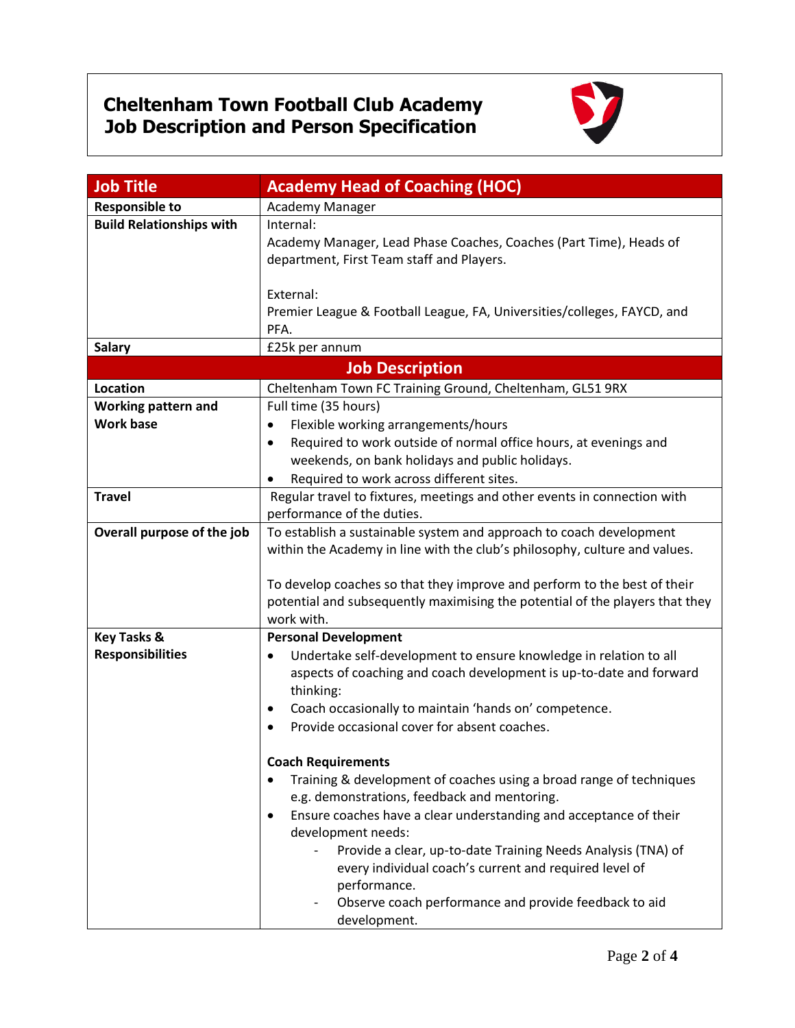# Cheltenham Town Football Club Academy
# Job Description and Person Specification

| Job Title | Academy Head of Coaching (HOC) |
|---|---|
| **Responsible to** | Academy Manager |
| **Build Relationships with** | Internal:<br>Academy Manager, Lead Phase Coaches, Coaches (Part Time), Heads of department, First Team staff and Players.<br><br>External:<br>Premier League & Football League, FA, Universities/colleges, FAYCD, and PFA. |
| **Salary** | £25k per annum |
| **Job Description** | |
| **Location** | Cheltenham Town FC Training Ground, Cheltenham, GL51 9RX |
| **Working pattern and Work base** | Full time (35 hours)<br>• Flexible working arrangements/hours<br>• Required to work outside of normal office hours, at evenings and weekends, on bank holidays and public holidays.<br>• Required to work across different sites. |
| **Travel** | Regular travel to fixtures, meetings and other events in connection with performance of the duties. |
| **Overall purpose of the job** | To establish a sustainable system and approach to coach development within the Academy in line with the club's philosophy, culture and values.<br><br>To develop coaches so that they improve and perform to the best of their potential and subsequently maximising the potential of the players that they work with. |
| **Key Tasks & Responsibilities** | **Personal Development**<br>• Undertake self-development to ensure knowledge in relation to all aspects of coaching and coach development is up-to-date and forward thinking:<br>• Coach occasionally to maintain 'hands on' competence.<br>• Provide occasional cover for absent coaches.<br><br>**Coach Requirements**<br>• Training & development of coaches using a broad range of techniques e.g. demonstrations, feedback and mentoring.<br>• Ensure coaches have a clear understanding and acceptance of their development needs:<br>  - Provide a clear, up-to-date Training Needs Analysis (TNA) of every individual coach's current and required level of performance.<br>  - Observe coach performance and provide feedback to aid development. |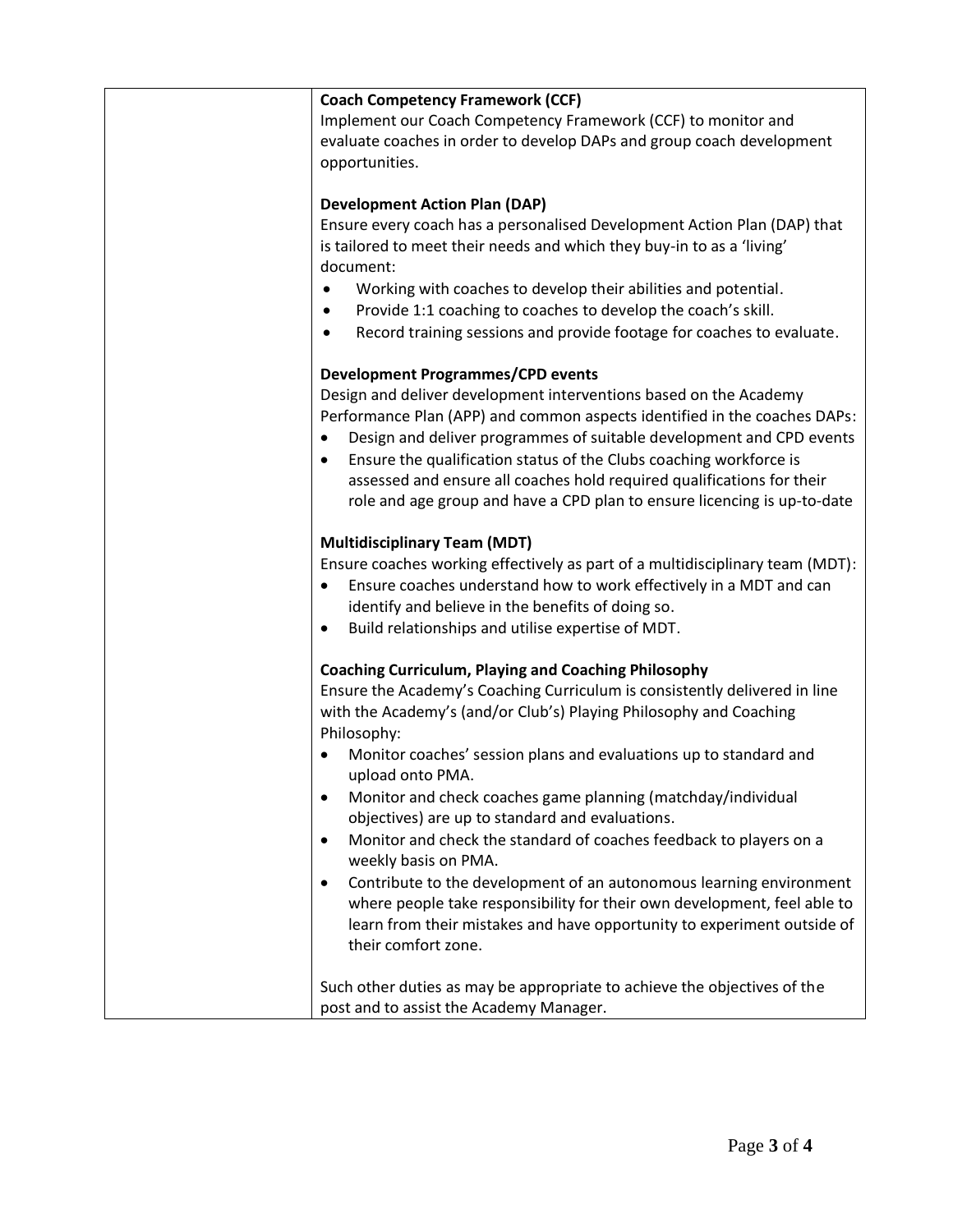**Coach Competency Framework (CCF)**

Implement our Coach Competency Framework (CCF) to monitor and evaluate coaches in order to develop DAPs and group coach development opportunities.

**Development Action Plan (DAP)**

Ensure every coach has a personalised Development Action Plan (DAP) that is tailored to meet their needs and which they buy-in to as a 'living' document:

- Working with coaches to develop their abilities and potential.
- Provide 1:1 coaching to coaches to develop the coach's skill.
- Record training sessions and provide footage for coaches to evaluate.

**Development Programmes/CPD events**

Design and deliver development interventions based on the Academy Performance Plan (APP) and common aspects identified in the coaches DAPs:

- Design and deliver programmes of suitable development and CPD events
- Ensure the qualification status of the Clubs coaching workforce is assessed and ensure all coaches hold required qualifications for their role and age group and have a CPD plan to ensure licencing is up-to-date

**Multidisciplinary Team (MDT)**

Ensure coaches working effectively as part of a multidisciplinary team (MDT):

- Ensure coaches understand how to work effectively in a MDT and can identify and believe in the benefits of doing so.
- Build relationships and utilise expertise of MDT.

**Coaching Curriculum, Playing and Coaching Philosophy**

Ensure the Academy's Coaching Curriculum is consistently delivered in line with the Academy's (and/or Club's) Playing Philosophy and Coaching Philosophy:

- Monitor coaches' session plans and evaluations up to standard and upload onto PMA.
- Monitor and check coaches game planning (matchday/individual objectives) are up to standard and evaluations.
- Monitor and check the standard of coaches feedback to players on a weekly basis on PMA.
- Contribute to the development of an autonomous learning environment where people take responsibility for their own development, feel able to learn from their mistakes and have opportunity to experiment outside of their comfort zone.

Such other duties as may be appropriate to achieve the objectives of the post and to assist the Academy Manager.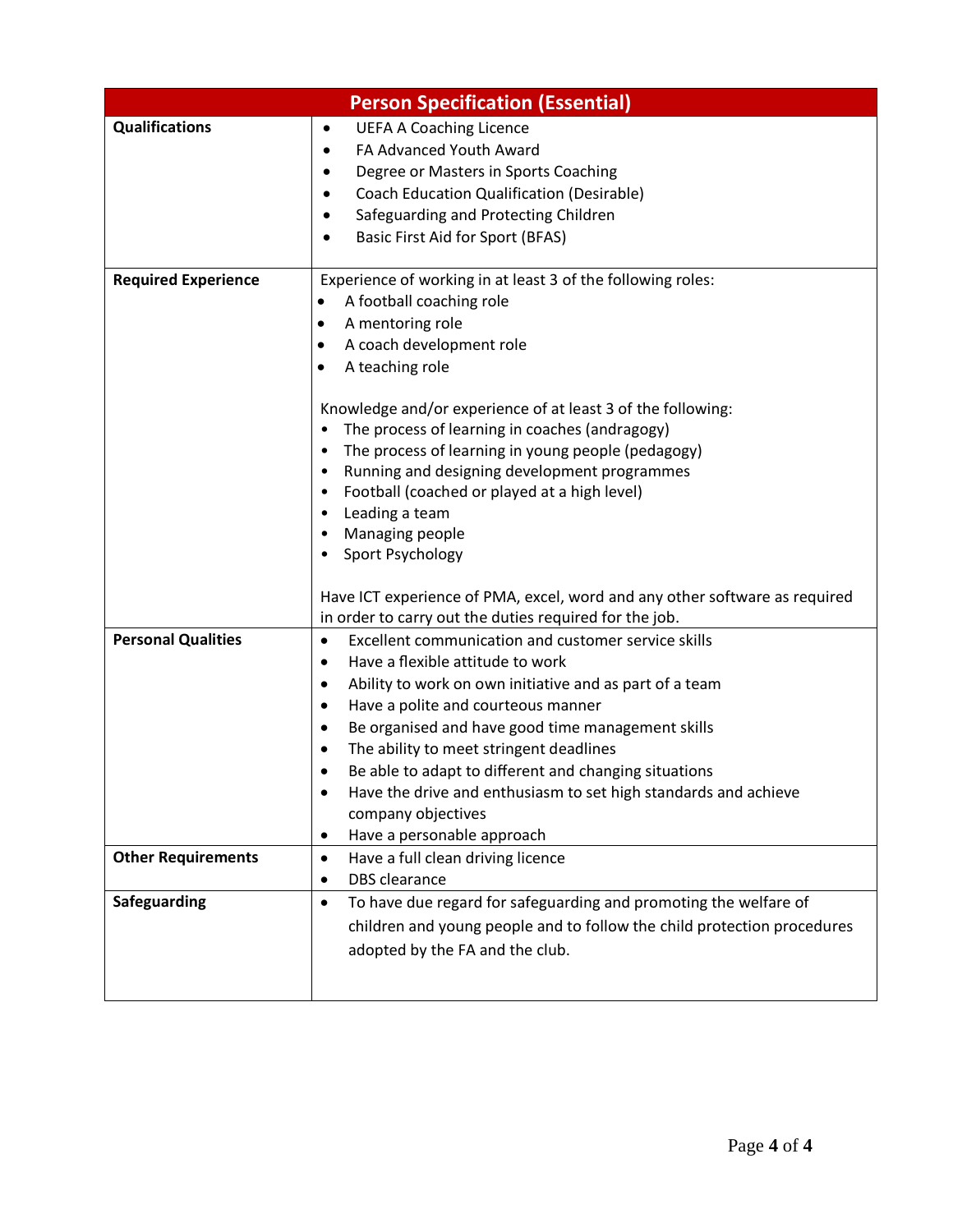| Person Specification (Essential) | |
| --- | --- |
| **Qualifications** | • UEFA A Coaching Licence<br>• FA Advanced Youth Award<br>• Degree or Masters in Sports Coaching<br>• Coach Education Qualification (Desirable)<br>• Safeguarding and Protecting Children<br>• Basic First Aid for Sport (BFAS) |
| **Required Experience** | Experience of working in at least 3 of the following roles:<br>• A football coaching role<br>• A mentoring role<br>• A coach development role<br>• A teaching role<br><br>Knowledge and/or experience of at least 3 of the following:<br>• The process of learning in coaches (andragogy)<br>• The process of learning in young people (pedagogy)<br>• Running and designing development programmes<br>• Football (coached or played at a high level)<br>• Leading a team<br>• Managing people<br>• Sport Psychology<br><br>Have ICT experience of PMA, excel, word and any other software as required in order to carry out the duties required for the job. |
| **Personal Qualities** | • Excellent communication and customer service skills<br>• Have a flexible attitude to work<br>• Ability to work on own initiative and as part of a team<br>• Have a polite and courteous manner<br>• Be organised and have good time management skills<br>• The ability to meet stringent deadlines<br>• Be able to adapt to different and changing situations<br>• Have the drive and enthusiasm to set high standards and achieve company objectives<br>• Have a personable approach |
| **Other Requirements** | • Have a full clean driving licence<br>• DBS clearance |
| **Safeguarding** | • To have due regard for safeguarding and promoting the welfare of children and young people and to follow the child protection procedures adopted by the FA and the club. |